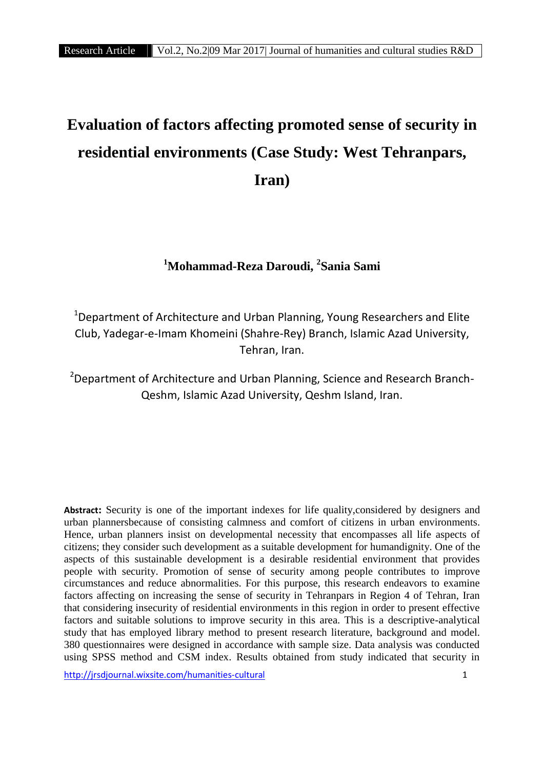# Evaluation of factors affecting promoted sense of security in residential environments (Case Study: West Tehranpars, Iran)

**[1]Mohammad-Reza Daroudi, [2]Sania Sami**

[1]Department of Architecture and Urban Planning, Young Researchers and Elite Club, Yadegar-e-Imam Khomeini (Shahre-Rey) Branch, Islamic Azad University, Tehran, Iran.

[2]Department of Architecture and Urban Planning, Science and Research Branch-Qeshm, Islamic Azad University, Qeshm Island, Iran.

**Abstract:** Security is one of the important indexes for life quality,considered by designers and urban plannersbecause of consisting calmness and comfort of citizens in urban environments. Hence, urban planners insist on developmental necessity that encompasses all life aspects of citizens; they consider such development as a suitable development for humandignity. One of the aspects of this sustainable development is a desirable residential environment that provides people with security. Promotion of sense of security among people contributes to improve circumstances and reduce abnormalities. For this purpose, this research endeavors to examine factors affecting on increasing the sense of security in Tehranpars in Region 4 of Tehran, Iran that considering insecurity of residential environments in this region in order to present effective factors and suitable solutions to improve security in this area. This is a descriptive-analytical study that has employed library method to present research literature, background and model. 380 questionnaires were designed in accordance with sample size. Data analysis was conducted using SPSS method and CSM index. Results obtained from study indicated that security in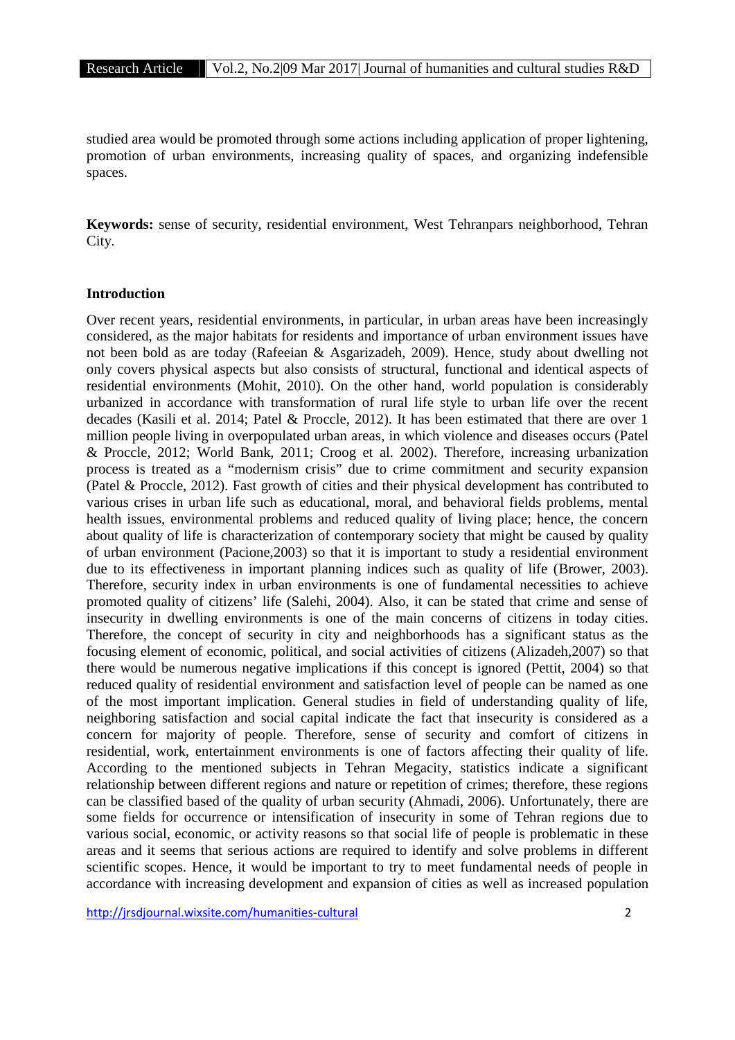studied area would be promoted through some actions including application of proper lightening, promotion of urban environments, increasing quality of spaces, and organizing indefensible spaces.

**Keywords:** sense of security, residential environment, West Tehranpars neighborhood, Tehran City.

## Introduction

Over recent years, residential environments, in particular, in urban areas have been increasingly considered, as the major habitats for residents and importance of urban environment issues have not been bold as are today (Rafeeian & Asgarizadeh, 2009). Hence, study about dwelling not only covers physical aspects but also consists of structural, functional and identical aspects of residential environments (Mohit, 2010). On the other hand, world population is considerably urbanized in accordance with transformation of rural life style to urban life over the recent decades (Kasili et al. 2014; Patel & Proccle, 2012). It has been estimated that there are over 1 million people living in overpopulated urban areas, in which violence and diseases occurs (Patel & Proccle, 2012; World Bank, 2011; Croog et al. 2002). Therefore, increasing urbanization process is treated as a "modernism crisis" due to crime commitment and security expansion (Patel & Proccle, 2012). Fast growth of cities and their physical development has contributed to various crises in urban life such as educational, moral, and behavioral fields problems, mental health issues, environmental problems and reduced quality of living place; hence, the concern about quality of life is characterization of contemporary society that might be caused by quality of urban environment (Pacione,2003) so that it is important to study a residential environment due to its effectiveness in important planning indices such as quality of life (Brower, 2003). Therefore, security index in urban environments is one of fundamental necessities to achieve promoted quality of citizens' life (Salehi, 2004). Also, it can be stated that crime and sense of insecurity in dwelling environments is one of the main concerns of citizens in today cities. Therefore, the concept of security in city and neighborhoods has a significant status as the focusing element of economic, political, and social activities of citizens (Alizadeh,2007) so that there would be numerous negative implications if this concept is ignored (Pettit, 2004) so that reduced quality of residential environment and satisfaction level of people can be named as one of the most important implication. General studies in field of understanding quality of life, neighboring satisfaction and social capital indicate the fact that insecurity is considered as a concern for majority of people. Therefore, sense of security and comfort of citizens in residential, work, entertainment environments is one of factors affecting their quality of life. According to the mentioned subjects in Tehran Megacity, statistics indicate a significant relationship between different regions and nature or repetition of crimes; therefore, these regions can be classified based of the quality of urban security (Ahmadi, 2006). Unfortunately, there are some fields for occurrence or intensification of insecurity in some of Tehran regions due to various social, economic, or activity reasons so that social life of people is problematic in these areas and it seems that serious actions are required to identify and solve problems in different scientific scopes. Hence, it would be important to try to meet fundamental needs of people in accordance with increasing development and expansion of cities as well as increased population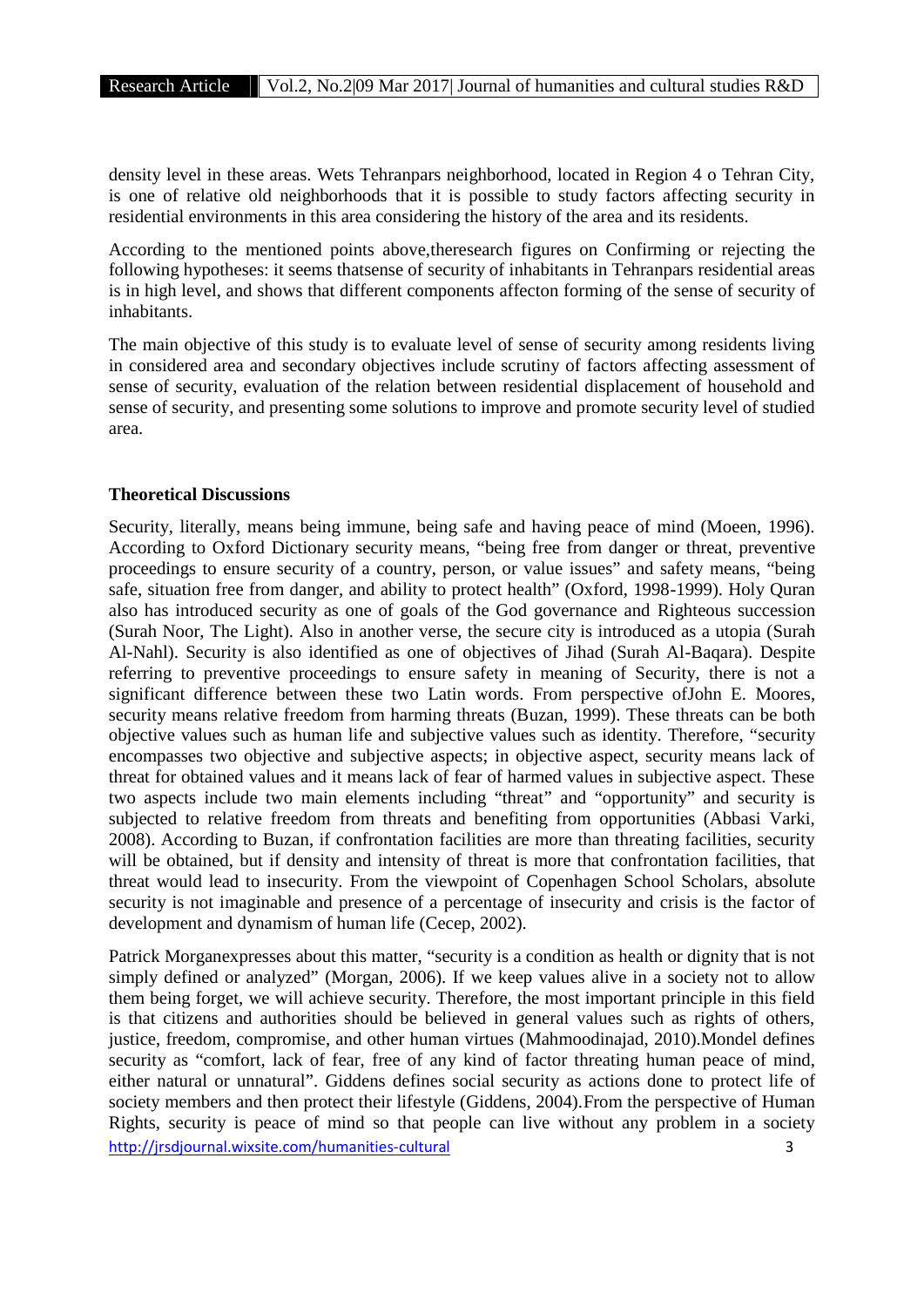density level in these areas. Wets Tehranpars neighborhood, located in Region 4 o Tehran City, is one of relative old neighborhoods that it is possible to study factors affecting security in residential environments in this area considering the history of the area and its residents.

According to the mentioned points above,theresearch figures on Confirming or rejecting the following hypotheses: it seems thatsense of security of inhabitants in Tehranpars residential areas is in high level, and shows that different components affecton forming of the sense of security of inhabitants.

The main objective of this study is to evaluate level of sense of security among residents living in considered area and secondary objectives include scrutiny of factors affecting assessment of sense of security, evaluation of the relation between residential displacement of household and sense of security, and presenting some solutions to improve and promote security level of studied area.

**Theoretical Discussions**

Security, literally, means being immune, being safe and having peace of mind (Moeen, 1996). According to Oxford Dictionary security means, "being free from danger or threat, preventive proceedings to ensure security of a country, person, or value issues" and safety means, "being safe, situation free from danger, and ability to protect health" (Oxford, 1998-1999). Holy Quran also has introduced security as one of goals of the God governance and Righteous succession (Surah Noor, The Light). Also in another verse, the secure city is introduced as a utopia (Surah Al-Nahl). Security is also identified as one of objectives of Jihad (Surah Al-Baqara). Despite referring to preventive proceedings to ensure safety in meaning of Security, there is not a significant difference between these two Latin words. From perspective ofJohn E. Moores, security means relative freedom from harming threats (Buzan, 1999). These threats can be both objective values such as human life and subjective values such as identity. Therefore, "security encompasses two objective and subjective aspects; in objective aspect, security means lack of threat for obtained values and it means lack of fear of harmed values in subjective aspect. These two aspects include two main elements including "threat" and "opportunity" and security is subjected to relative freedom from threats and benefiting from opportunities (Abbasi Varki, 2008). According to Buzan, if confrontation facilities are more than threating facilities, security will be obtained, but if density and intensity of threat is more that confrontation facilities, that threat would lead to insecurity. From the viewpoint of Copenhagen School Scholars, absolute security is not imaginable and presence of a percentage of insecurity and crisis is the factor of development and dynamism of human life (Cecep, 2002).

Patrick Morganexpresses about this matter, "security is a condition as health or dignity that is not simply defined or analyzed" (Morgan, 2006). If we keep values alive in a society not to allow them being forget, we will achieve security. Therefore, the most important principle in this field is that citizens and authorities should be believed in general values such as rights of others, justice, freedom, compromise, and other human virtues (Mahmoodinajad, 2010).Mondel defines security as "comfort, lack of fear, free of any kind of factor threating human peace of mind, either natural or unnatural". Giddens defines social security as actions done to protect life of society members and then protect their lifestyle (Giddens, 2004).From the perspective of Human Rights, security is peace of mind so that people can live without any problem in a society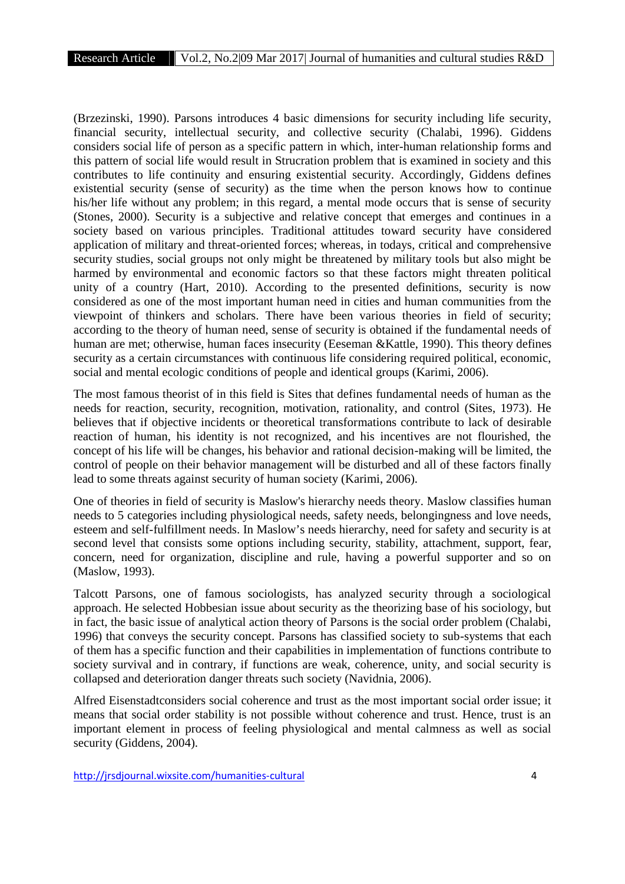(Brzezinski, 1990). Parsons introduces 4 basic dimensions for security including life security, financial security, intellectual security, and collective security (Chalabi, 1996). Giddens considers social life of person as a specific pattern in which, inter-human relationship forms and this pattern of social life would result in Strucration problem that is examined in society and this contributes to life continuity and ensuring existential security. Accordingly, Giddens defines existential security (sense of security) as the time when the person knows how to continue his/her life without any problem; in this regard, a mental mode occurs that is sense of security (Stones, 2000). Security is a subjective and relative concept that emerges and continues in a society based on various principles. Traditional attitudes toward security have considered application of military and threat-oriented forces; whereas, in todays, critical and comprehensive security studies, social groups not only might be threatened by military tools but also might be harmed by environmental and economic factors so that these factors might threaten political unity of a country (Hart, 2010). According to the presented definitions, security is now considered as one of the most important human need in cities and human communities from the viewpoint of thinkers and scholars. There have been various theories in field of security; according to the theory of human need, sense of security is obtained if the fundamental needs of human are met; otherwise, human faces insecurity (Eeseman &Kattle, 1990). This theory defines security as a certain circumstances with continuous life considering required political, economic, social and mental ecologic conditions of people and identical groups (Karimi, 2006).

The most famous theorist of in this field is Sites that defines fundamental needs of human as the needs for reaction, security, recognition, motivation, rationality, and control (Sites, 1973). He believes that if objective incidents or theoretical transformations contribute to lack of desirable reaction of human, his identity is not recognized, and his incentives are not flourished, the concept of his life will be changes, his behavior and rational decision-making will be limited, the control of people on their behavior management will be disturbed and all of these factors finally lead to some threats against security of human society (Karimi, 2006).

One of theories in field of security is Maslow's hierarchy needs theory. Maslow classifies human needs to 5 categories including physiological needs, safety needs, belongingness and love needs, esteem and self-fulfillment needs. In Maslow's needs hierarchy, need for safety and security is at second level that consists some options including security, stability, attachment, support, fear, concern, need for organization, discipline and rule, having a powerful supporter and so on (Maslow, 1993).

Talcott Parsons, one of famous sociologists, has analyzed security through a sociological approach. He selected Hobbesian issue about security as the theorizing base of his sociology, but in fact, the basic issue of analytical action theory of Parsons is the social order problem (Chalabi, 1996) that conveys the security concept. Parsons has classified society to sub-systems that each of them has a specific function and their capabilities in implementation of functions contribute to society survival and in contrary, if functions are weak, coherence, unity, and social security is collapsed and deterioration danger threats such society (Navidnia, 2006).

Alfred Eisenstadtconsiders social coherence and trust as the most important social order issue; it means that social order stability is not possible without coherence and trust. Hence, trust is an important element in process of feeling physiological and mental calmness as well as social security (Giddens, 2004).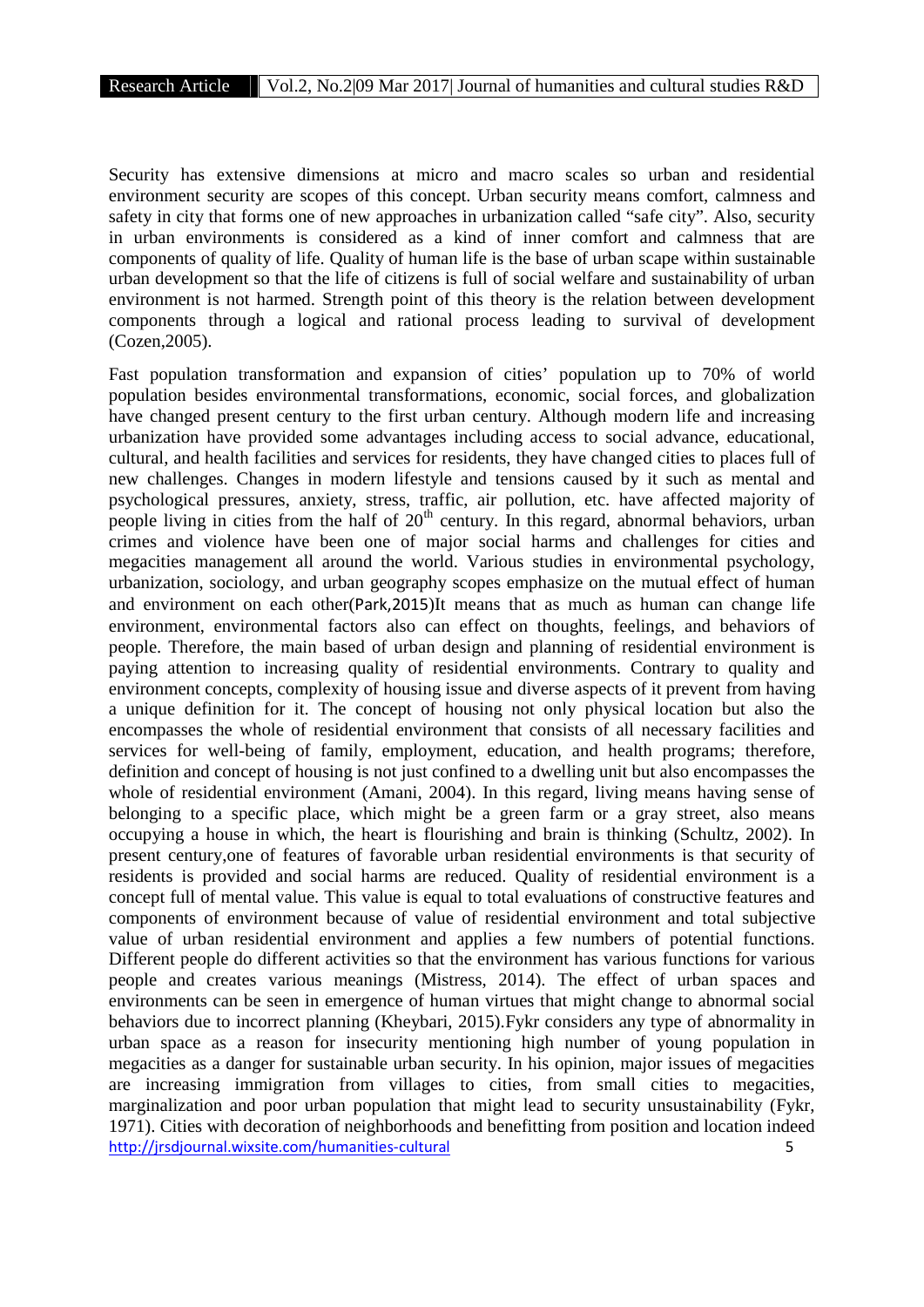Security has extensive dimensions at micro and macro scales so urban and residential environment security are scopes of this concept. Urban security means comfort, calmness and safety in city that forms one of new approaches in urbanization called "safe city". Also, security in urban environments is considered as a kind of inner comfort and calmness that are components of quality of life. Quality of human life is the base of urban scape within sustainable urban development so that the life of citizens is full of social welfare and sustainability of urban environment is not harmed. Strength point of this theory is the relation between development components through a logical and rational process leading to survival of development (Cozen,2005).

Fast population transformation and expansion of cities' population up to 70% of world population besides environmental transformations, economic, social forces, and globalization have changed present century to the first urban century. Although modern life and increasing urbanization have provided some advantages including access to social advance, educational, cultural, and health facilities and services for residents, they have changed cities to places full of new challenges. Changes in modern lifestyle and tensions caused by it such as mental and psychological pressures, anxiety, stress, traffic, air pollution, etc. have affected majority of people living in cities from the half of 20th century. In this regard, abnormal behaviors, urban crimes and violence have been one of major social harms and challenges for cities and megacities management all around the world. Various studies in environmental psychology, urbanization, sociology, and urban geography scopes emphasize on the mutual effect of human and environment on each other(Park,2015)It means that as much as human can change life environment, environmental factors also can effect on thoughts, feelings, and behaviors of people. Therefore, the main based of urban design and planning of residential environment is paying attention to increasing quality of residential environments. Contrary to quality and environment concepts, complexity of housing issue and diverse aspects of it prevent from having a unique definition for it. The concept of housing not only physical location but also the encompasses the whole of residential environment that consists of all necessary facilities and services for well-being of family, employment, education, and health programs; therefore, definition and concept of housing is not just confined to a dwelling unit but also encompasses the whole of residential environment (Amani, 2004). In this regard, living means having sense of belonging to a specific place, which might be a green farm or a gray street, also means occupying a house in which, the heart is flourishing and brain is thinking (Schultz, 2002). In present century,one of features of favorable urban residential environments is that security of residents is provided and social harms are reduced. Quality of residential environment is a concept full of mental value. This value is equal to total evaluations of constructive features and components of environment because of value of residential environment and total subjective value of urban residential environment and applies a few numbers of potential functions. Different people do different activities so that the environment has various functions for various people and creates various meanings (Mistress, 2014). The effect of urban spaces and environments can be seen in emergence of human virtues that might change to abnormal social behaviors due to incorrect planning (Kheybari, 2015).Fykr considers any type of abnormality in urban space as a reason for insecurity mentioning high number of young population in megacities as a danger for sustainable urban security. In his opinion, major issues of megacities are increasing immigration from villages to cities, from small cities to megacities, marginalization and poor urban population that might lead to security unsustainability (Fykr, 1971). Cities with decoration of neighborhoods and benefitting from position and location indeed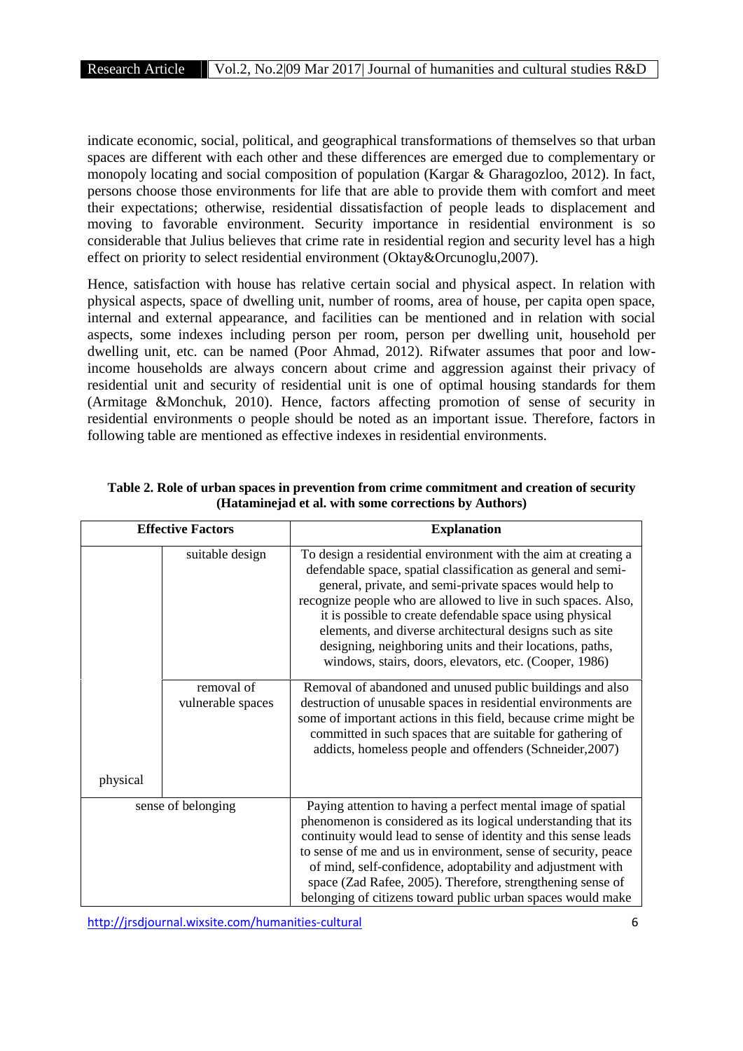indicate economic, social, political, and geographical transformations of themselves so that urban spaces are different with each other and these differences are emerged due to complementary or monopoly locating and social composition of population (Kargar & Gharagozloo, 2012). In fact, persons choose those environments for life that are able to provide them with comfort and meet their expectations; otherwise, residential dissatisfaction of people leads to displacement and moving to favorable environment. Security importance in residential environment is so considerable that Julius believes that crime rate in residential region and security level has a high effect on priority to select residential environment (Oktay&Orcunoglu,2007).

Hence, satisfaction with house has relative certain social and physical aspect. In relation with physical aspects, space of dwelling unit, number of rooms, area of house, per capita open space, internal and external appearance, and facilities can be mentioned and in relation with social aspects, some indexes including person per room, person per dwelling unit, household per dwelling unit, etc. can be named (Poor Ahmad, 2012). Rifwater assumes that poor and low-income households are always concern about crime and aggression against their privacy of residential unit and security of residential unit is one of optimal housing standards for them (Armitage &Monchuk, 2010). Hence, factors affecting promotion of sense of security in residential environments o people should be noted as an important issue. Therefore, factors in following table are mentioned as effective indexes in residential environments.

**Table 2. Role of urban spaces in prevention from crime commitment and creation of security (Hataminejad et al. with some corrections by Authors)**

| Effective Factors | | Explanation |
|---|---|---|
| physical | suitable design | To design a residential environment with the aim at creating a defendable space, spatial classification as general and semi-general, private, and semi-private spaces would help to recognize people who are allowed to live in such spaces. Also, it is possible to create defendable space using physical elements, and diverse architectural designs such as site designing, neighboring units and their locations, paths, windows, stairs, doors, elevators, etc. (Cooper, 1986) |
| | removal of vulnerable spaces | Removal of abandoned and unused public buildings and also destruction of unusable spaces in residential environments are some of important actions in this field, because crime might be committed in such spaces that are suitable for gathering of addicts, homeless people and offenders (Schneider,2007) |
| sense of belonging | | Paying attention to having a perfect mental image of spatial phenomenon is considered as its logical understanding that its continuity would lead to sense of identity and this sense leads to sense of me and us in environment, sense of security, peace of mind, self-confidence, adoptability and adjustment with space (Zad Rafee, 2005). Therefore, strengthening sense of belonging of citizens toward public urban spaces would make |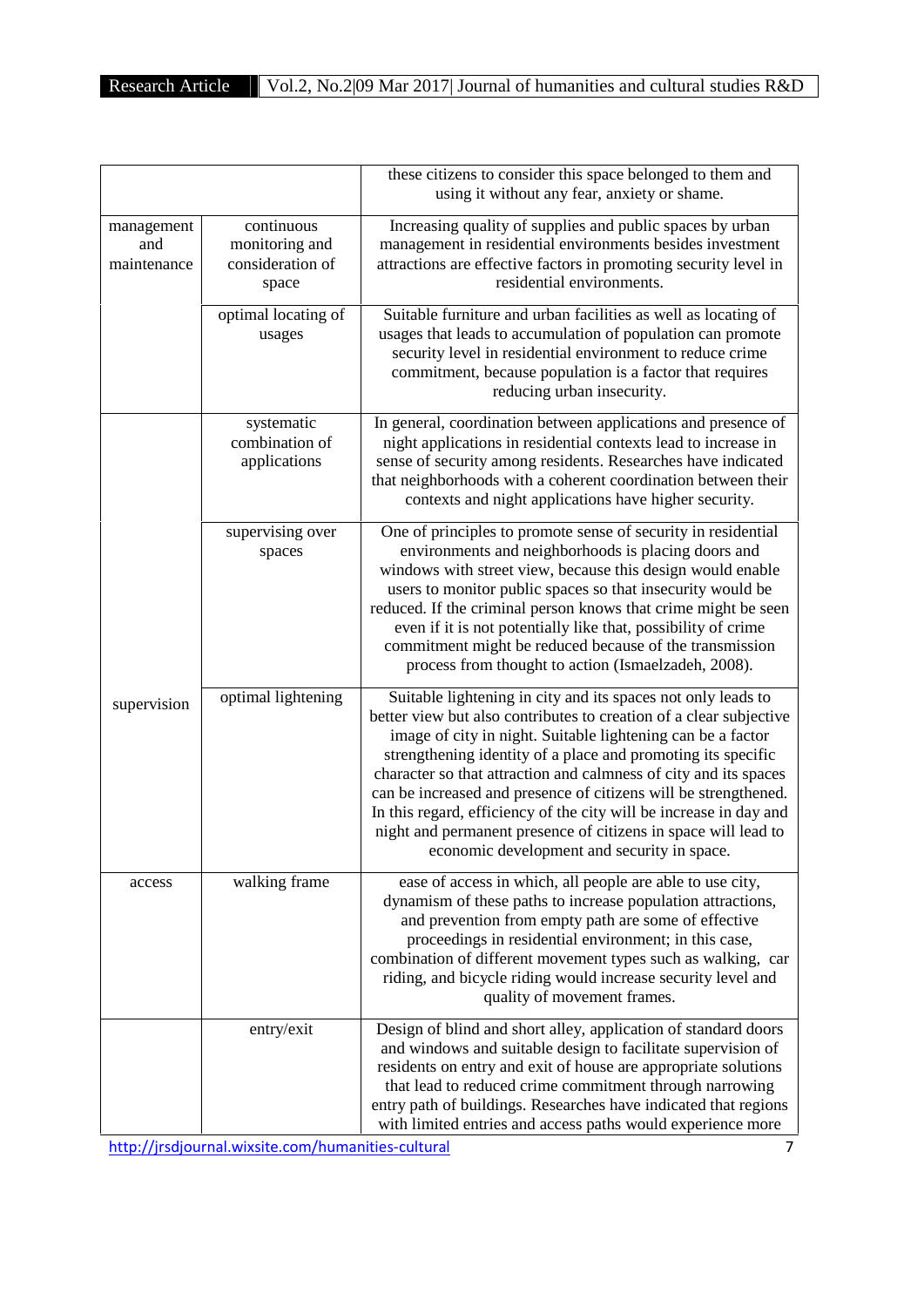| | | |
|---|---|---|
| | | these citizens to consider this space belonged to them and using it without any fear, anxiety or shame. |
| management and maintenance | continuous monitoring and consideration of space | Increasing quality of supplies and public spaces by urban management in residential environments besides investment attractions are effective factors in promoting security level in residential environments. |
| | optimal locating of usages | Suitable furniture and urban facilities as well as locating of usages that leads to accumulation of population can promote security level in residential environment to reduce crime commitment, because population is a factor that requires reducing urban insecurity. |
| | systematic combination of applications | In general, coordination between applications and presence of night applications in residential contexts lead to increase in sense of security among residents. Researches have indicated that neighborhoods with a coherent coordination between their contexts and night applications have higher security. |
| supervision | supervising over spaces | One of principles to promote sense of security in residential environments and neighborhoods is placing doors and windows with street view, because this design would enable users to monitor public spaces so that insecurity would be reduced. If the criminal person knows that crime might be seen even if it is not potentially like that, possibility of crime commitment might be reduced because of the transmission process from thought to action (Ismaelzadeh, 2008). |
| | optimal lightening | Suitable lightening in city and its spaces not only leads to better view but also contributes to creation of a clear subjective image of city in night. Suitable lightening can be a factor strengthening identity of a place and promoting its specific character so that attraction and calmness of city and its spaces can be increased and presence of citizens will be strengthened. In this regard, efficiency of the city will be increase in day and night and permanent presence of citizens in space will lead to economic development and security in space. |
| access | walking frame | ease of access in which, all people are able to use city, dynamism of these paths to increase population attractions, and prevention from empty path are some of effective proceedings in residential environment; in this case, combination of different movement types such as walking, car riding, and bicycle riding would increase security level and quality of movement frames. |
| | entry/exit | Design of blind and short alley, application of standard doors and windows and suitable design to facilitate supervision of residents on entry and exit of house are appropriate solutions that lead to reduced crime commitment through narrowing entry path of buildings. Researches have indicated that regions with limited entries and access paths would experience more |

http://jrsdjournal.wixsite.com/humanities-cultural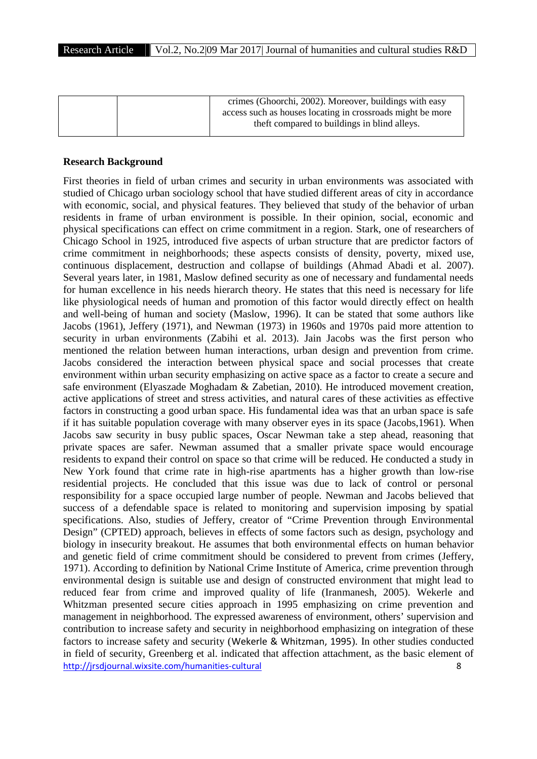| | | |
|---|---|---|
| | | crimes (Ghoorchi, 2002). Moreover, buildings with easy access such as houses locating in crossroads might be more theft compared to buildings in blind alleys. |

**Research Background**

First theories in field of urban crimes and security in urban environments was associated with studied of Chicago urban sociology school that have studied different areas of city in accordance with economic, social, and physical features. They believed that study of the behavior of urban residents in frame of urban environment is possible. In their opinion, social, economic and physical specifications can effect on crime commitment in a region. Stark, one of researchers of Chicago School in 1925, introduced five aspects of urban structure that are predictor factors of crime commitment in neighborhoods; these aspects consists of density, poverty, mixed use, continuous displacement, destruction and collapse of buildings (Ahmad Abadi et al. 2007). Several years later, in 1981, Maslow defined security as one of necessary and fundamental needs for human excellence in his needs hierarch theory. He states that this need is necessary for life like physiological needs of human and promotion of this factor would directly effect on health and well-being of human and society (Maslow, 1996). It can be stated that some authors like Jacobs (1961), Jeffery (1971), and Newman (1973) in 1960s and 1970s paid more attention to security in urban environments (Zabihi et al. 2013). Jain Jacobs was the first person who mentioned the relation between human interactions, urban design and prevention from crime. Jacobs considered the interaction between physical space and social processes that create environment within urban security emphasizing on active space as a factor to create a secure and safe environment (Elyaszade Moghadam & Zabetian, 2010). He introduced movement creation, active applications of street and stress activities, and natural cares of these activities as effective factors in constructing a good urban space. His fundamental idea was that an urban space is safe if it has suitable population coverage with many observer eyes in its space (Jacobs,1961). When Jacobs saw security in busy public spaces, Oscar Newman take a step ahead, reasoning that private spaces are safer. Newman assumed that a smaller private space would encourage residents to expand their control on space so that crime will be reduced. He conducted a study in New York found that crime rate in high-rise apartments has a higher growth than low-rise residential projects. He concluded that this issue was due to lack of control or personal responsibility for a space occupied large number of people. Newman and Jacobs believed that success of a defendable space is related to monitoring and supervision imposing by spatial specifications. Also, studies of Jeffery, creator of "Crime Prevention through Environmental Design" (CPTED) approach, believes in effects of some factors such as design, psychology and biology in insecurity breakout. He assumes that both environmental effects on human behavior and genetic field of crime commitment should be considered to prevent from crimes (Jeffery, 1971). According to definition by National Crime Institute of America, crime prevention through environmental design is suitable use and design of constructed environment that might lead to reduced fear from crime and improved quality of life (Iranmanesh, 2005). Wekerle and Whitzman presented secure cities approach in 1995 emphasizing on crime prevention and management in neighborhood. The expressed awareness of environment, others' supervision and contribution to increase safety and security in neighborhood emphasizing on integration of these factors to increase safety and security (Wekerle & Whitzman, 1995). In other studies conducted in field of security, Greenberg et al. indicated that affection attachment, as the basic element of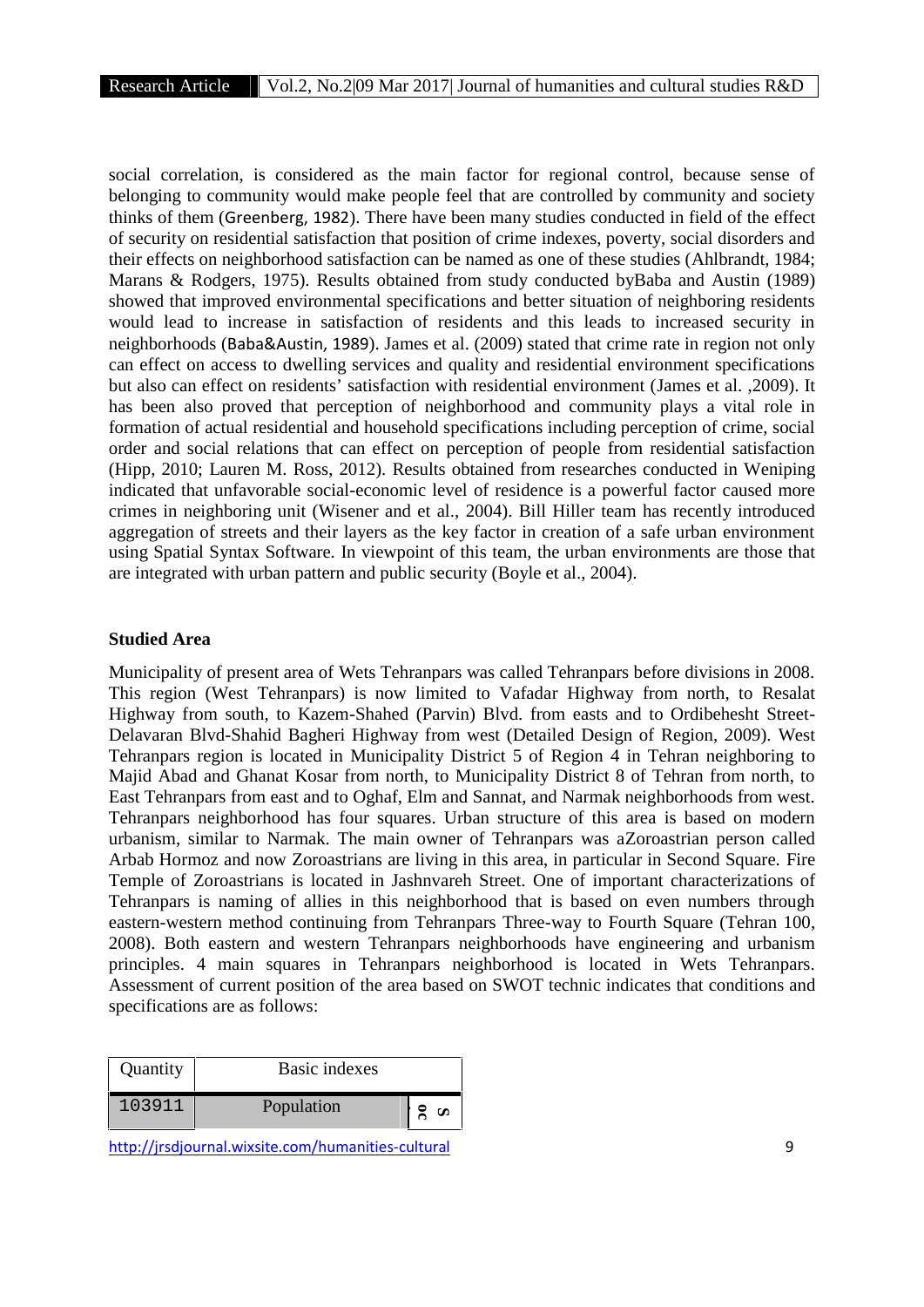social correlation, is considered as the main factor for regional control, because sense of belonging to community would make people feel that are controlled by community and society thinks of them (Greenberg, 1982). There have been many studies conducted in field of the effect of security on residential satisfaction that position of crime indexes, poverty, social disorders and their effects on neighborhood satisfaction can be named as one of these studies (Ahlbrandt, 1984; Marans & Rodgers, 1975). Results obtained from study conducted byBaba and Austin (1989) showed that improved environmental specifications and better situation of neighboring residents would lead to increase in satisfaction of residents and this leads to increased security in neighborhoods (Baba&Austin, 1989). James et al. (2009) stated that crime rate in region not only can effect on access to dwelling services and quality and residential environment specifications but also can effect on residents' satisfaction with residential environment (James et al. ,2009). It has been also proved that perception of neighborhood and community plays a vital role in formation of actual residential and household specifications including perception of crime, social order and social relations that can effect on perception of people from residential satisfaction (Hipp, 2010; Lauren M. Ross, 2012). Results obtained from researches conducted in Weniping indicated that unfavorable social-economic level of residence is a powerful factor caused more crimes in neighboring unit (Wisener and et al., 2004). Bill Hiller team has recently introduced aggregation of streets and their layers as the key factor in creation of a safe urban environment using Spatial Syntax Software. In viewpoint of this team, the urban environments are those that are integrated with urban pattern and public security (Boyle et al., 2004).

## Studied Area

Municipality of present area of Wets Tehranpars was called Tehranpars before divisions in 2008. This region (West Tehranpars) is now limited to Vafadar Highway from north, to Resalat Highway from south, to Kazem-Shahed (Parvin) Blvd. from easts and to Ordibehesht Street-Delavaran Blvd-Shahid Bagheri Highway from west (Detailed Design of Region, 2009). West Tehranpars region is located in Municipality District 5 of Region 4 in Tehran neighboring to Majid Abad and Ghanat Kosar from north, to Municipality District 8 of Tehran from north, to East Tehranpars from east and to Oghaf, Elm and Sannat, and Narmak neighborhoods from west. Tehranpars neighborhood has four squares. Urban structure of this area is based on modern urbanism, similar to Narmak. The main owner of Tehranpars was aZoroastrian person called Arbab Hormoz and now Zoroastrians are living in this area, in particular in Second Square. Fire Temple of Zoroastrians is located in Jashnvareh Street. One of important characterizations of Tehranpars is naming of allies in this neighborhood that is based on even numbers through eastern-western method continuing from Tehranpars Three-way to Fourth Square (Tehran 100, 2008). Both eastern and western Tehranpars neighborhoods have engineering and urbanism principles. 4 main squares in Tehranpars neighborhood is located in Wets Tehranpars. Assessment of current position of the area based on SWOT technic indicates that conditions and specifications are as follows:

| Quantity | Basic indexes | |
|---|---|---|
| 103911 | Population | |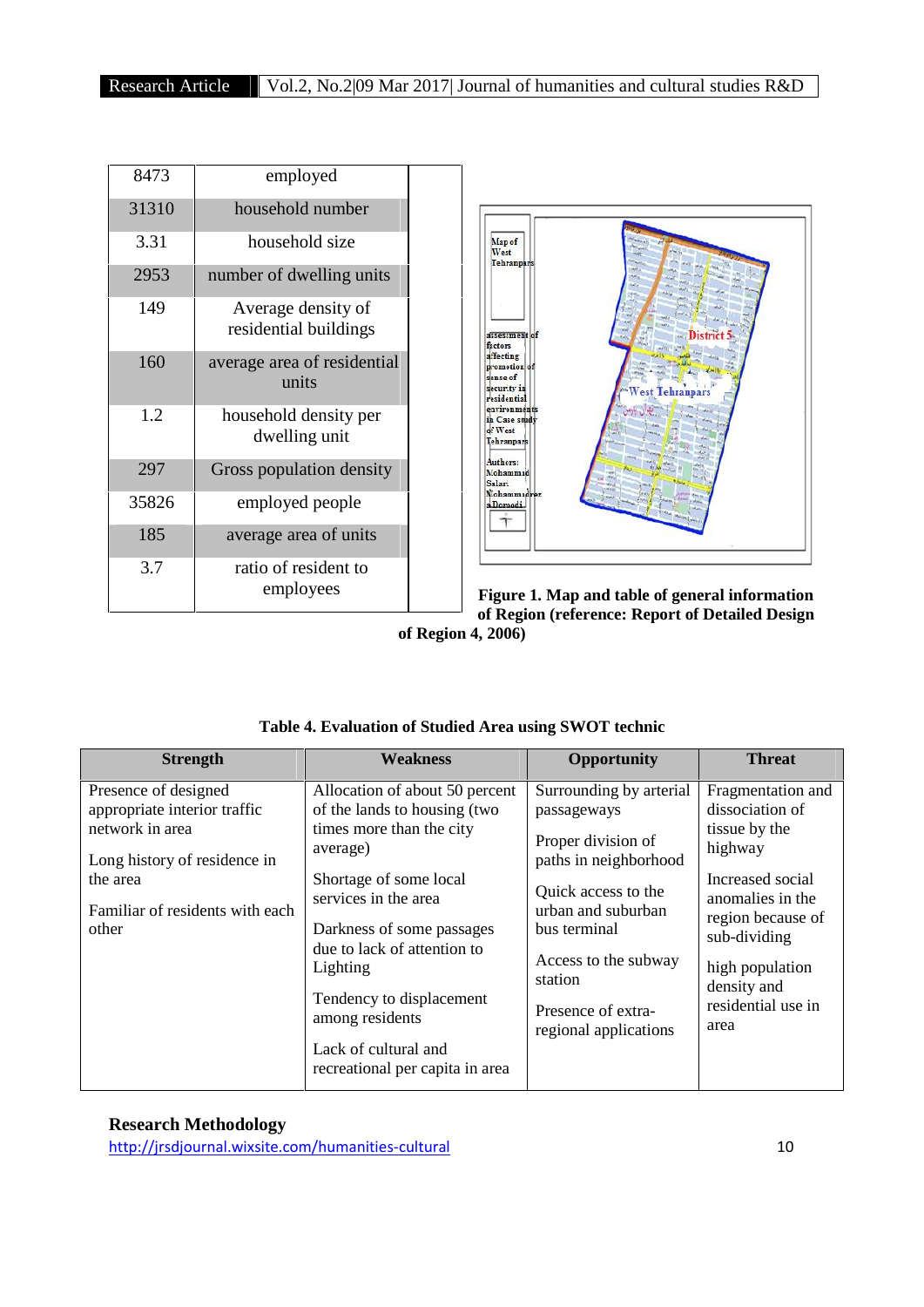| 8473 | employed |
|---|---|
| 31310 | household number |
| 3.31 | household size |
| 2953 | number of dwelling units |
| 149 | Average density of residential buildings |
| 160 | average area of residential units |
| 1.2 | household density per dwelling unit |
| 297 | Gross population density |
| 35826 | employed people |
| 185 | average area of units |
| 3.7 | ratio of resident to employees |

**Figure 1. Map and table of general information of Region (reference: Report of Detailed Design of Region 4, 2006)**

**Table 4. Evaluation of Studied Area using SWOT technic**

| Strength | Weakness | Opportunity | Threat |
|---|---|---|---|
| Presence of designed appropriate interior traffic network in area<br><br>Long history of residence in the area<br><br>Familiar of residents with each other | Allocation of about 50 percent of the lands to housing (two times more than the city average)<br><br>Shortage of some local services in the area<br><br>Darkness of some passages due to lack of attention to Lighting<br><br>Tendency to displacement among residents<br><br>Lack of cultural and recreational per capita in area | Surrounding by arterial passageways<br><br>Proper division of paths in neighborhood<br><br>Quick access to the urban and suburban bus terminal<br><br>Access to the subway station<br><br>Presence of extra-regional applications | Fragmentation and dissociation of tissue by the highway<br><br>Increased social anomalies in the region because of sub-dividing<br><br>high population density and residential use in area |

**Research Methodology**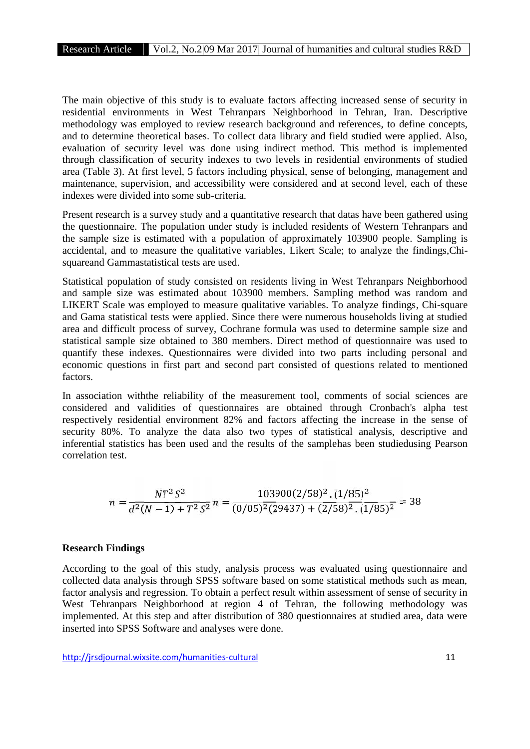The main objective of this study is to evaluate factors affecting increased sense of security in residential environments in West Tehranpars Neighborhood in Tehran, Iran. Descriptive methodology was employed to review research background and references, to define concepts, and to determine theoretical bases. To collect data library and field studied were applied. Also, evaluation of security level was done using indirect method. This method is implemented through classification of security indexes to two levels in residential environments of studied area (Table 3). At first level, 5 factors including physical, sense of belonging, management and maintenance, supervision, and accessibility were considered and at second level, each of these indexes were divided into some sub-criteria.

Present research is a survey study and a quantitative research that datas have been gathered using the questionnaire. The population under study is included residents of Western Tehranpars and the sample size is estimated with a population of approximately 103900 people. Sampling is accidental, and to measure the qualitative variables, Likert Scale; to analyze the findings,Chi-squareand Gammastatistical tests are used.

Statistical population of study consisted on residents living in West Tehranpars Neighborhood and sample size was estimated about 103900 members. Sampling method was random and LIKERT Scale was employed to measure qualitative variables. To analyze findings, Chi-square and Gama statistical tests were applied. Since there were numerous households living at studied area and difficult process of survey, Cochrane formula was used to determine sample size and statistical sample size obtained to 380 members. Direct method of questionnaire was used to quantify these indexes. Questionnaires were divided into two parts including personal and economic questions in first part and second part consisted of questions related to mentioned factors.

In association withthe reliability of the measurement tool, comments of social sciences are considered and validities of questionnaires are obtained through Cronbach's alpha test respectively residential environment 82% and factors affecting the increase in the sense of security 80%. To analyze the data also two types of statistical analysis, descriptive and inferential statistics has been used and the results of the samplehas been studiedusing Pearson correlation test.

$$n = \frac{NT^2 S^2}{d^2(N-1) + T^2 S^2} \quad n = \frac{103900(2/58)^2 . (1/85)^2}{(0/05)^2(29437) + (2/58)^2 . (1/85)^2} = 38$$

**Research Findings**

According to the goal of this study, analysis process was evaluated using questionnaire and collected data analysis through SPSS software based on some statistical methods such as mean, factor analysis and regression. To obtain a perfect result within assessment of sense of security in West Tehranpars Neighborhood at region 4 of Tehran, the following methodology was implemented. At this step and after distribution of 380 questionnaires at studied area, data were inserted into SPSS Software and analyses were done.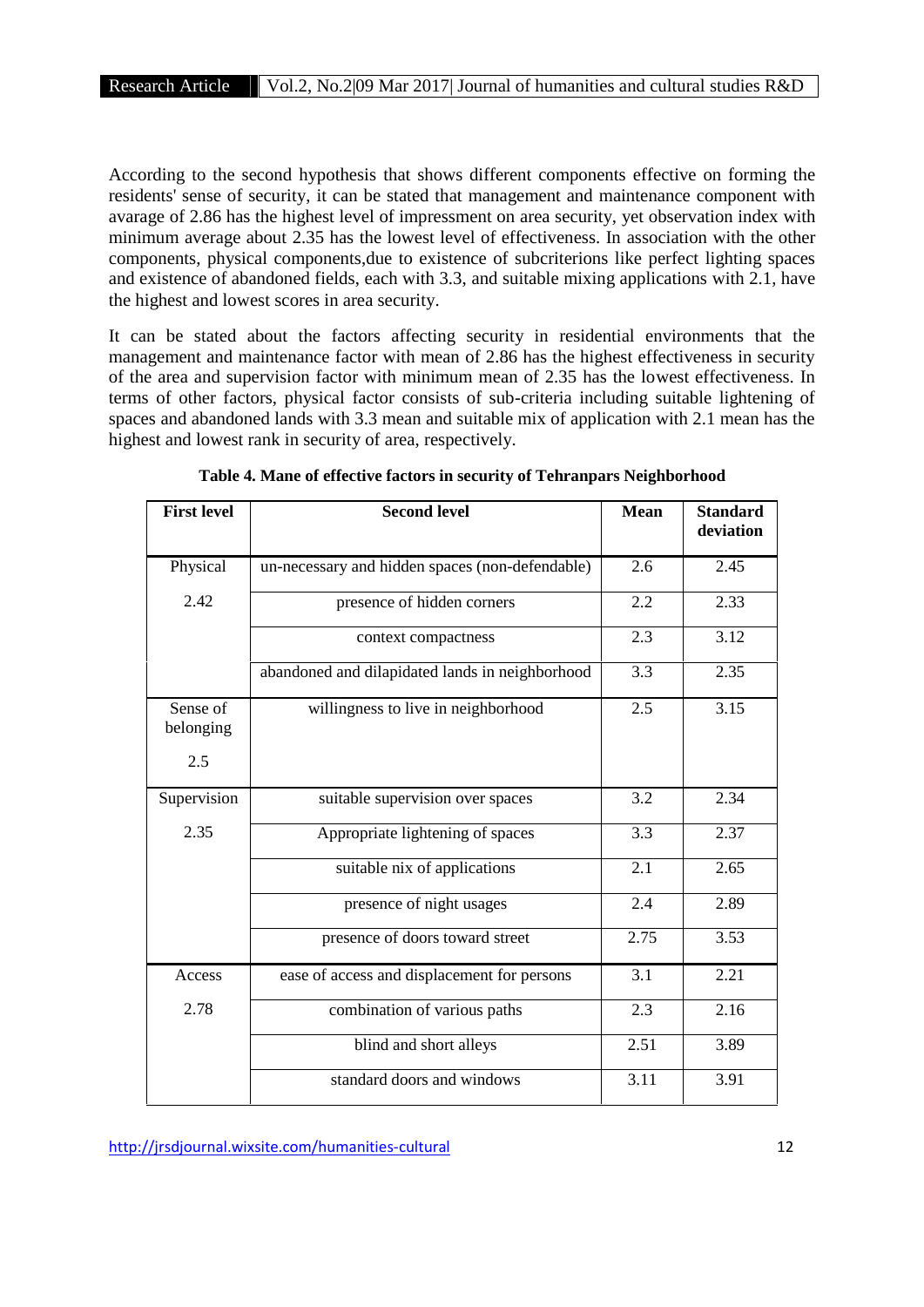According to the second hypothesis that shows different components effective on forming the residents' sense of security, it can be stated that management and maintenance component with avarage of 2.86 has the highest level of impressment on area security, yet observation index with minimum average about 2.35 has the lowest level of effectiveness. In association with the other components, physical components,due to existence of subcriterions like perfect lighting spaces and existence of abandoned fields, each with 3.3, and suitable mixing applications with 2.1, have the highest and lowest scores in area security.

It can be stated about the factors affecting security in residential environments that the management and maintenance factor with mean of 2.86 has the highest effectiveness in security of the area and supervision factor with minimum mean of 2.35 has the lowest effectiveness. In terms of other factors, physical factor consists of sub-criteria including suitable lightening of spaces and abandoned lands with 3.3 mean and suitable mix of application with 2.1 mean has the highest and lowest rank in security of area, respectively.

**Table 4. Mane of effective factors in security of Tehranpars Neighborhood**

| First level | Second level | Mean | Standard deviation |
|---|---|---|---|
| Physical 2.42 | un-necessary and hidden spaces (non-defendable) | 2.6 | 2.45 |
| | presence of hidden corners | 2.2 | 2.33 |
| | context compactness | 2.3 | 3.12 |
| | abandoned and dilapidated lands in neighborhood | 3.3 | 2.35 |
| Sense of belonging 2.5 | willingness to live in neighborhood | 2.5 | 3.15 |
| Supervision 2.35 | suitable supervision over spaces | 3.2 | 2.34 |
| | Appropriate lightening of spaces | 3.3 | 2.37 |
| | suitable nix of applications | 2.1 | 2.65 |
| | presence of night usages | 2.4 | 2.89 |
| | presence of doors toward street | 2.75 | 3.53 |
| Access 2.78 | ease of access and displacement for persons | 3.1 | 2.21 |
| | combination of various paths | 2.3 | 2.16 |
| | blind and short alleys | 2.51 | 3.89 |
| | standard doors and windows | 3.11 | 3.91 |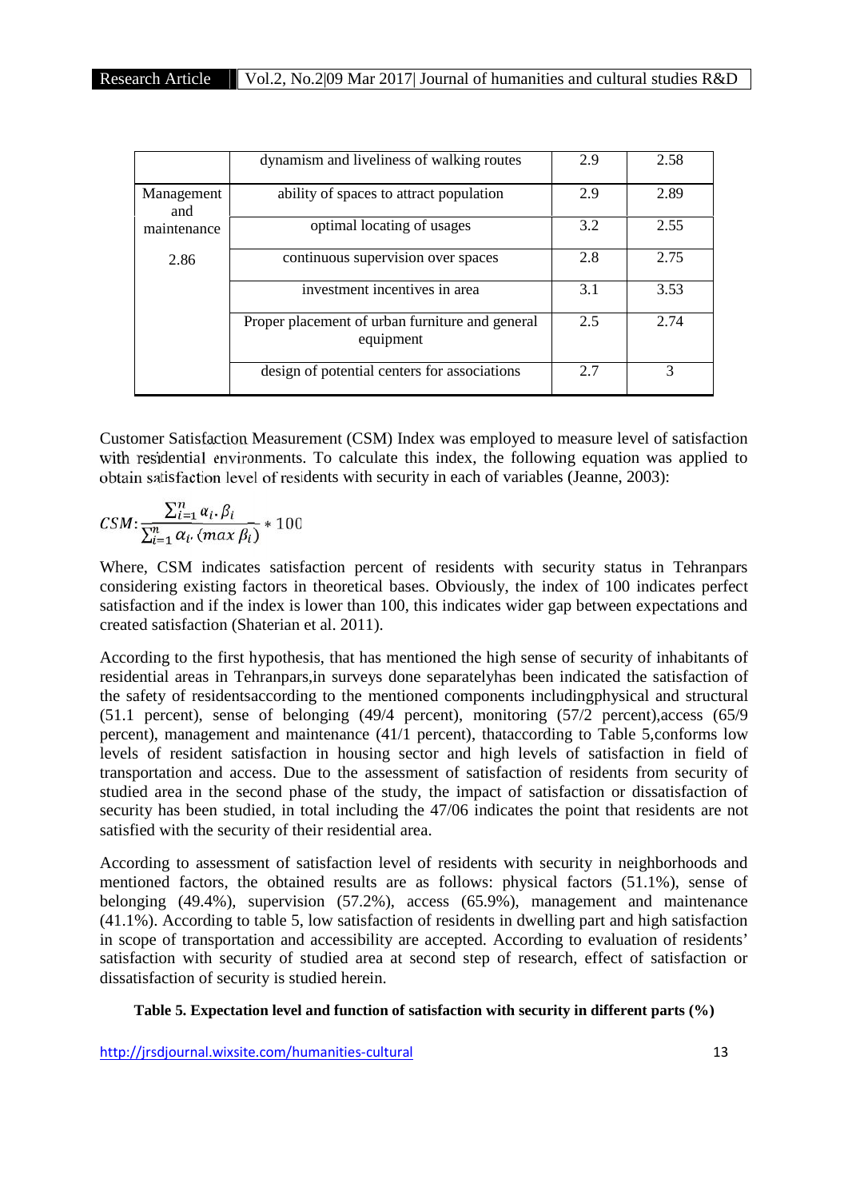| | | | |
|---|---|---|---|
| | dynamism and liveliness of walking routes | 2.9 | 2.58 |
| Management and maintenance 2.86 | ability of spaces to attract population | 2.9 | 2.89 |
| | optimal locating of usages | 3.2 | 2.55 |
| | continuous supervision over spaces | 2.8 | 2.75 |
| | investment incentives in area | 3.1 | 3.53 |
| | Proper placement of urban furniture and general equipment | 2.5 | 2.74 |
| | design of potential centers for associations | 2.7 | 3 |

Customer Satisfaction Measurement (CSM) Index was employed to measure level of satisfaction with residential environments. To calculate this index, the following equation was applied to obtain satisfaction level of residents with security in each of variables (Jeanne, 2003):

$$CSM: \frac{\sum_{i=1}^{n} \alpha_i . \beta_i}{\sum_{i=1}^{n} \alpha_i . (max\ \beta_i)} * 100$$

Where, CSM indicates satisfaction percent of residents with security status in Tehranpars considering existing factors in theoretical bases. Obviously, the index of 100 indicates perfect satisfaction and if the index is lower than 100, this indicates wider gap between expectations and created satisfaction (Shaterian et al. 2011).

According to the first hypothesis, that has mentioned the high sense of security of inhabitants of residential areas in Tehranpars,in surveys done separatelyhas been indicated the satisfaction of the safety of residentsaccording to the mentioned components includingphysical and structural (51.1 percent), sense of belonging (49/4 percent), monitoring (57/2 percent),access (65/9 percent), management and maintenance (41/1 percent), thataccording to Table 5,conforms low levels of resident satisfaction in housing sector and high levels of satisfaction in field of transportation and access. Due to the assessment of satisfaction of residents from security of studied area in the second phase of the study, the impact of satisfaction or dissatisfaction of security has been studied, in total including the 47/06 indicates the point that residents are not satisfied with the security of their residential area.

According to assessment of satisfaction level of residents with security in neighborhoods and mentioned factors, the obtained results are as follows: physical factors (51.1%), sense of belonging (49.4%), supervision (57.2%), access (65.9%), management and maintenance (41.1%). According to table 5, low satisfaction of residents in dwelling part and high satisfaction in scope of transportation and accessibility are accepted. According to evaluation of residents' satisfaction with security of studied area at second step of research, effect of satisfaction or dissatisfaction of security is studied herein.

**Table 5. Expectation level and function of satisfaction with security in different parts (%)**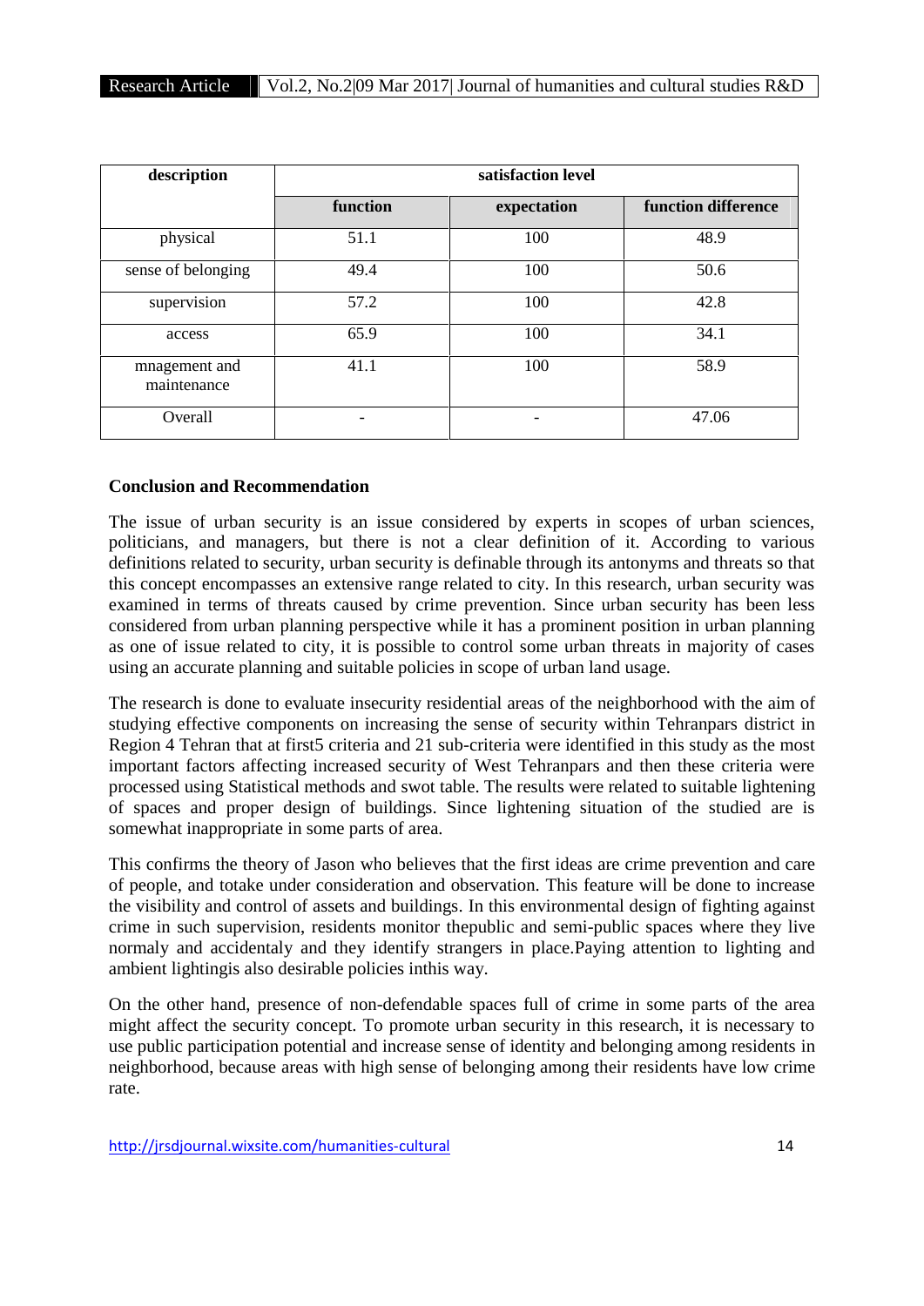| description | satisfaction level | | |
|---|---|---|---|
| | function | expectation | function difference |
| physical | 51.1 | 100 | 48.9 |
| sense of belonging | 49.4 | 100 | 50.6 |
| supervision | 57.2 | 100 | 42.8 |
| access | 65.9 | 100 | 34.1 |
| mnagement and maintenance | 41.1 | 100 | 58.9 |
| Overall | - | - | 47.06 |

**Conclusion and Recommendation**

The issue of urban security is an issue considered by experts in scopes of urban sciences, politicians, and managers, but there is not a clear definition of it. According to various definitions related to security, urban security is definable through its antonyms and threats so that this concept encompasses an extensive range related to city. In this research, urban security was examined in terms of threats caused by crime prevention. Since urban security has been less considered from urban planning perspective while it has a prominent position in urban planning as one of issue related to city, it is possible to control some urban threats in majority of cases using an accurate planning and suitable policies in scope of urban land usage.

The research is done to evaluate insecurity residential areas of the neighborhood with the aim of studying effective components on increasing the sense of security within Tehranpars district in Region 4 Tehran that at first5 criteria and 21 sub-criteria were identified in this study as the most important factors affecting increased security of West Tehranpars and then these criteria were processed using Statistical methods and swot table. The results were related to suitable lightening of spaces and proper design of buildings. Since lightening situation of the studied are is somewhat inappropriate in some parts of area.

This confirms the theory of Jason who believes that the first ideas are crime prevention and care of people, and totake under consideration and observation. This feature will be done to increase the visibility and control of assets and buildings. In this environmental design of fighting against crime in such supervision, residents monitor thepublic and semi-public spaces where they live normaly and accidentaly and they identify strangers in place.Paying attention to lighting and ambient lightingis also desirable policies inthis way.

On the other hand, presence of non-defendable spaces full of crime in some parts of the area might affect the security concept. To promote urban security in this research, it is necessary to use public participation potential and increase sense of identity and belonging among residents in neighborhood, because areas with high sense of belonging among their residents have low crime rate.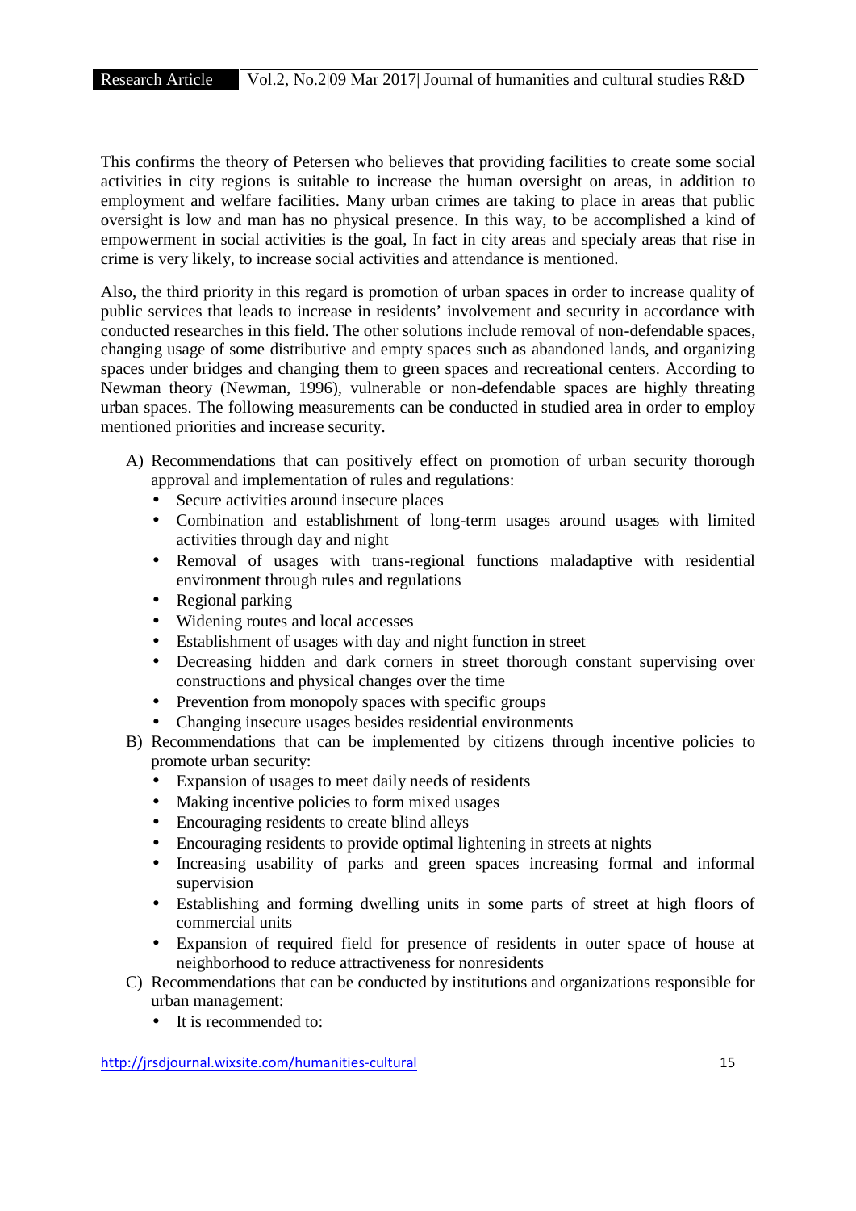This confirms the theory of Petersen who believes that providing facilities to create some social activities in city regions is suitable to increase the human oversight on areas, in addition to employment and welfare facilities. Many urban crimes are taking to place in areas that public oversight is low and man has no physical presence. In this way, to be accomplished a kind of empowerment in social activities is the goal, In fact in city areas and specialy areas that rise in crime is very likely, to increase social activities and attendance is mentioned.

Also, the third priority in this regard is promotion of urban spaces in order to increase quality of public services that leads to increase in residents' involvement and security in accordance with conducted researches in this field. The other solutions include removal of non-defendable spaces, changing usage of some distributive and empty spaces such as abandoned lands, and organizing spaces under bridges and changing them to green spaces and recreational centers. According to Newman theory (Newman, 1996), vulnerable or non-defendable spaces are highly threating urban spaces. The following measurements can be conducted in studied area in order to employ mentioned priorities and increase security.

A) Recommendations that can positively effect on promotion of urban security thorough approval and implementation of rules and regulations:
   - Secure activities around insecure places
   - Combination and establishment of long-term usages around usages with limited activities through day and night
   - Removal of usages with trans-regional functions maladaptive with residential environment through rules and regulations
   - Regional parking
   - Widening routes and local accesses
   - Establishment of usages with day and night function in street
   - Decreasing hidden and dark corners in street thorough constant supervising over constructions and physical changes over the time
   - Prevention from monopoly spaces with specific groups
   - Changing insecure usages besides residential environments

B) Recommendations that can be implemented by citizens through incentive policies to promote urban security:
   - Expansion of usages to meet daily needs of residents
   - Making incentive policies to form mixed usages
   - Encouraging residents to create blind alleys
   - Encouraging residents to provide optimal lightening in streets at nights
   - Increasing usability of parks and green spaces increasing formal and informal supervision
   - Establishing and forming dwelling units in some parts of street at high floors of commercial units
   - Expansion of required field for presence of residents in outer space of house at neighborhood to reduce attractiveness for nonresidents

C) Recommendations that can be conducted by institutions and organizations responsible for urban management:
   - It is recommended to: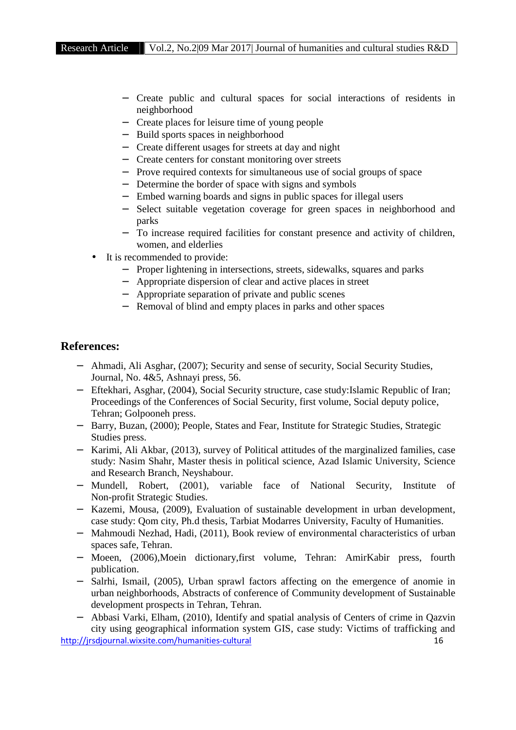- Create public and cultural spaces for social interactions of residents in neighborhood
- Create places for leisure time of young people
- Build sports spaces in neighborhood
- Create different usages for streets at day and night
- Create centers for constant monitoring over streets
- Prove required contexts for simultaneous use of social groups of space
- Determine the border of space with signs and symbols
- Embed warning boards and signs in public spaces for illegal users
- Select suitable vegetation coverage for green spaces in neighborhood and parks
- To increase required facilities for constant presence and activity of children, women, and elderlies

- It is recommended to provide:
  - Proper lightening in intersections, streets, sidewalks, squares and parks
  - Appropriate dispersion of clear and active places in street
  - Appropriate separation of private and public scenes
  - Removal of blind and empty places in parks and other spaces

## References:

- Ahmadi, Ali Asghar, (2007); Security and sense of security, Social Security Studies, Journal, No. 4&5, Ashnayi press, 56.
- Eftekhari, Asghar, (2004), Social Security structure, case study:Islamic Republic of Iran; Proceedings of the Conferences of Social Security, first volume, Social deputy police, Tehran; Golpooneh press.
- Barry, Buzan, (2000); People, States and Fear, Institute for Strategic Studies, Strategic Studies press.
- Karimi, Ali Akbar, (2013), survey of Political attitudes of the marginalized families, case study: Nasim Shahr, Master thesis in political science, Azad Islamic University, Science and Research Branch, Neyshabour.
- Mundell, Robert, (2001), variable face of National Security, Institute of Non-profit Strategic Studies.
- Kazemi, Mousa, (2009), Evaluation of sustainable development in urban development, case study: Qom city, Ph.d thesis, Tarbiat Modarres University, Faculty of Humanities.
- Mahmoudi Nezhad, Hadi, (2011), Book review of environmental characteristics of urban spaces safe, Tehran.
- Moeen, (2006),Moein dictionary,first volume, Tehran: AmirKabir press, fourth publication.
- Salrhi, Ismail, (2005), Urban sprawl factors affecting on the emergence of anomie in urban neighborhoods, Abstracts of conference of Community development of Sustainable development prospects in Tehran, Tehran.
- Abbasi Varki, Elham, (2010), Identify and spatial analysis of Centers of crime in Qazvin city using geographical information system GIS, case study: Victims of trafficking and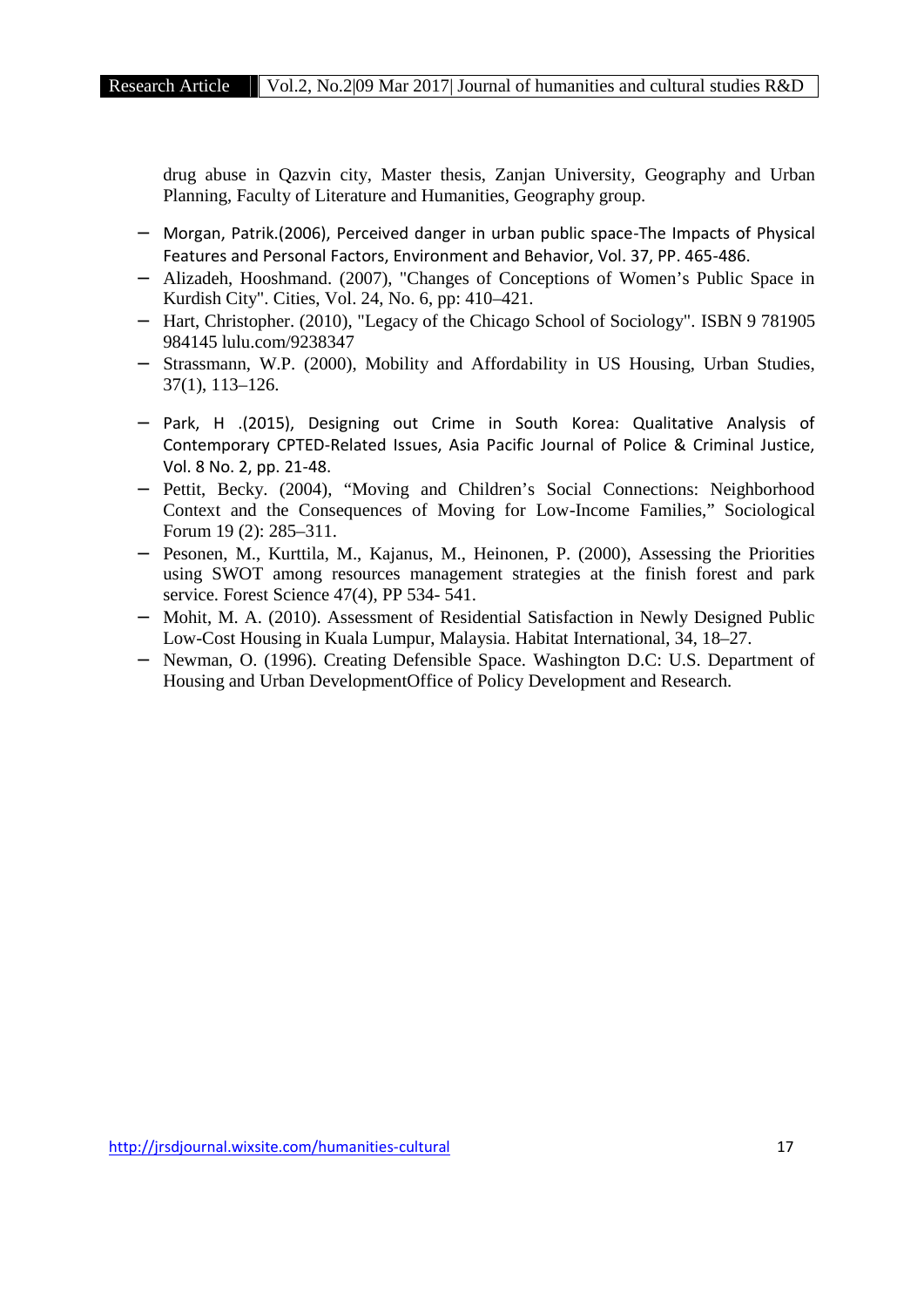drug abuse in Qazvin city, Master thesis, Zanjan University, Geography and Urban Planning, Faculty of Literature and Humanities, Geography group.

- Morgan, Patrik.(2006), Perceived danger in urban public space-The Impacts of Physical Features and Personal Factors, Environment and Behavior, Vol. 37, PP. 465-486.
- Alizadeh, Hooshmand. (2007), "Changes of Conceptions of Women's Public Space in Kurdish City". Cities, Vol. 24, No. 6, pp: 410–421.
- Hart, Christopher. (2010), "Legacy of the Chicago School of Sociology". ISBN 9 781905 984145 lulu.com/9238347
- Strassmann, W.P. (2000), Mobility and Affordability in US Housing, Urban Studies, 37(1), 113–126.
- Park, H .(2015), Designing out Crime in South Korea: Qualitative Analysis of Contemporary CPTED-Related Issues, Asia Pacific Journal of Police & Criminal Justice, Vol. 8 No. 2, pp. 21-48.
- Pettit, Becky. (2004), "Moving and Children's Social Connections: Neighborhood Context and the Consequences of Moving for Low-Income Families," Sociological Forum 19 (2): 285–311.
- Pesonen, M., Kurttila, M., Kajanus, M., Heinonen, P. (2000), Assessing the Priorities using SWOT among resources management strategies at the finish forest and park service. Forest Science 47(4), PP 534- 541.
- Mohit, M. A. (2010). Assessment of Residential Satisfaction in Newly Designed Public Low-Cost Housing in Kuala Lumpur, Malaysia. Habitat International, 34, 18–27.
- Newman, O. (1996). Creating Defensible Space. Washington D.C: U.S. Department of Housing and Urban DevelopmentOffice of Policy Development and Research.